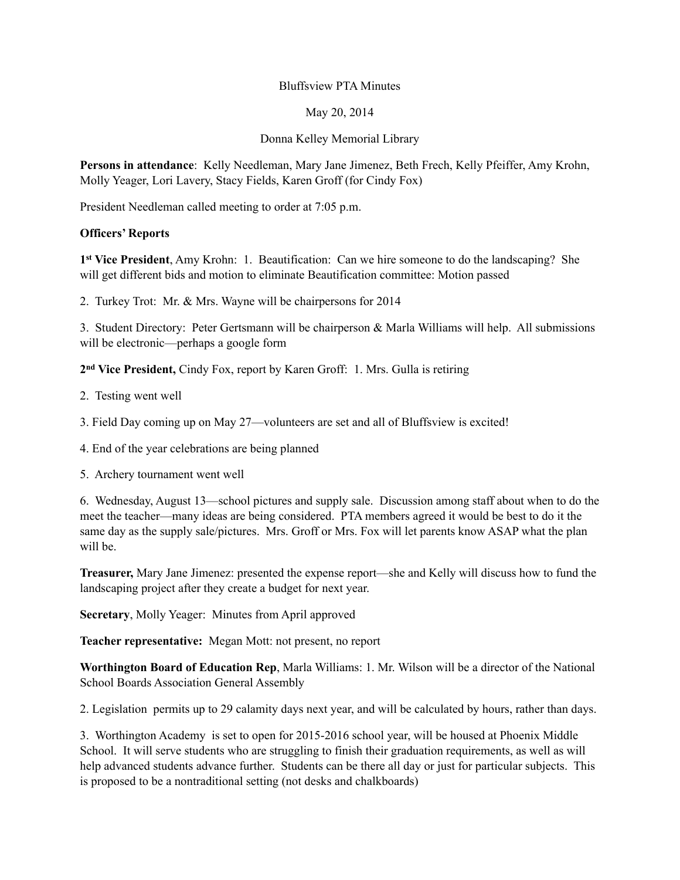Bluffsview PTA Minutes

May 20, 2014

Donna Kelley Memorial Library

**Persons in attendance**: Kelly Needleman, Mary Jane Jimenez, Beth Frech, Kelly Pfeiffer, Amy Krohn, Molly Yeager, Lori Lavery, Stacy Fields, Karen Groff (for Cindy Fox)

President Needleman called meeting to order at 7:05 p.m.

**Officers' Reports**

**1st Vice President**, Amy Krohn: 1. Beautification: Can we hire someone to do the landscaping? She will get different bids and motion to eliminate Beautification committee: Motion passed

2. Turkey Trot: Mr. & Mrs. Wayne will be chairpersons for 2014

3. Student Directory: Peter Gertsmann will be chairperson & Marla Williams will help. All submissions will be electronic—perhaps a google form

**2nd Vice President,** Cindy Fox, report by Karen Groff: 1. Mrs. Gulla is retiring

2. Testing went well

3. Field Day coming up on May 27—volunteers are set and all of Bluffsview is excited!

4. End of the year celebrations are being planned

5. Archery tournament went well

6. Wednesday, August 13—school pictures and supply sale. Discussion among staff about when to do the meet the teacher—many ideas are being considered. PTA members agreed it would be best to do it the same day as the supply sale/pictures. Mrs. Groff or Mrs. Fox will let parents know ASAP what the plan will be.

**Treasurer,** Mary Jane Jimenez: presented the expense report—she and Kelly will discuss how to fund the landscaping project after they create a budget for next year.

**Secretary**, Molly Yeager: Minutes from April approved

**Teacher representative:** Megan Mott: not present, no report

**Worthington Board of Education Rep**, Marla Williams: 1. Mr. Wilson will be a director of the National School Boards Association General Assembly

2. Legislation permits up to 29 calamity days next year, and will be calculated by hours, rather than days.

3. Worthington Academy is set to open for 2015-2016 school year, will be housed at Phoenix Middle School. It will serve students who are struggling to finish their graduation requirements, as well as will help advanced students advance further. Students can be there all day or just for particular subjects. This is proposed to be a nontraditional setting (not desks and chalkboards)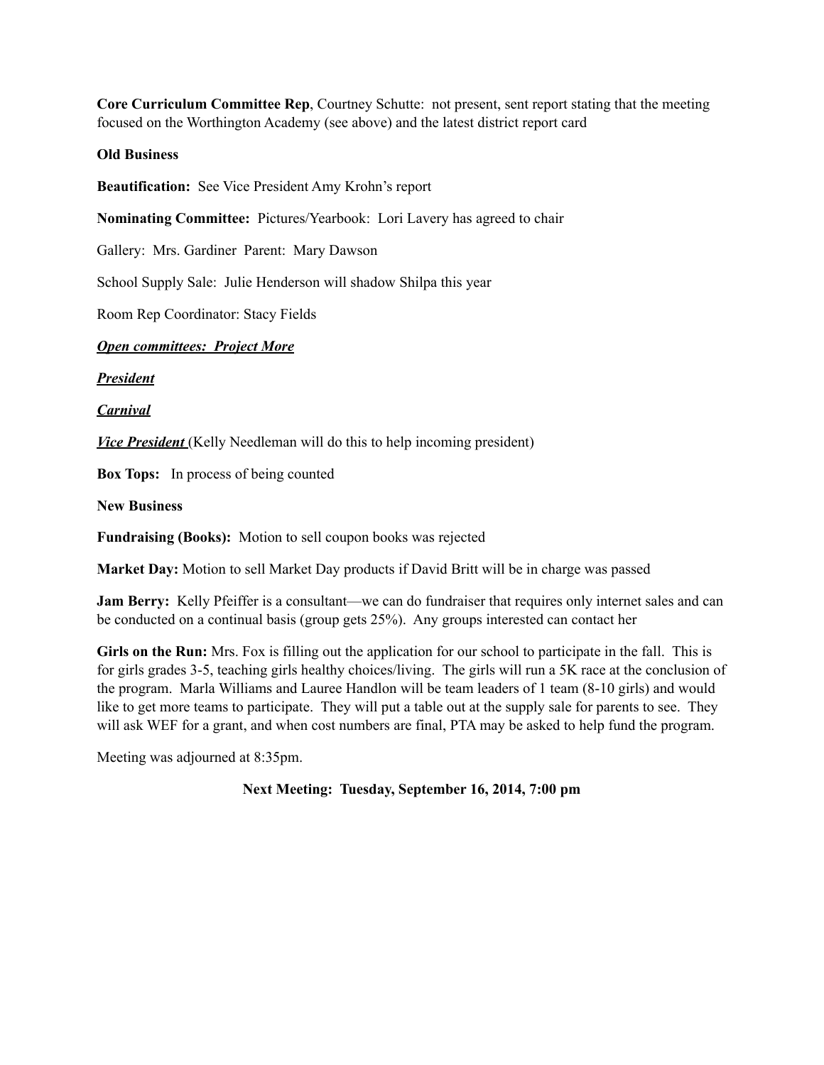**Core Curriculum Committee Rep**, Courtney Schutte: not present, sent report stating that the meeting focused on the Worthington Academy (see above) and the latest district report card

**Old Business**

**Beautification:** See Vice President Amy Krohn's report

**Nominating Committee:** Pictures/Yearbook: Lori Lavery has agreed to chair

Gallery: Mrs. Gardiner Parent: Mary Dawson

School Supply Sale: Julie Henderson will shadow Shilpa this year

Room Rep Coordinator: Stacy Fields

***Open committees: Project More***

***President***

***Carnival***

***Vice President*** (Kelly Needleman will do this to help incoming president)

**Box Tops:** In process of being counted

**New Business**

**Fundraising (Books):** Motion to sell coupon books was rejected

**Market Day:** Motion to sell Market Day products if David Britt will be in charge was passed

**Jam Berry:** Kelly Pfeiffer is a consultant—we can do fundraiser that requires only internet sales and can be conducted on a continual basis (group gets 25%). Any groups interested can contact her

**Girls on the Run:** Mrs. Fox is filling out the application for our school to participate in the fall. This is for girls grades 3-5, teaching girls healthy choices/living. The girls will run a 5K race at the conclusion of the program. Marla Williams and Lauree Handlon will be team leaders of 1 team (8-10 girls) and would like to get more teams to participate. They will put a table out at the supply sale for parents to see. They will ask WEF for a grant, and when cost numbers are final, PTA may be asked to help fund the program.

Meeting was adjourned at 8:35pm.

**Next Meeting: Tuesday, September 16, 2014, 7:00 pm**